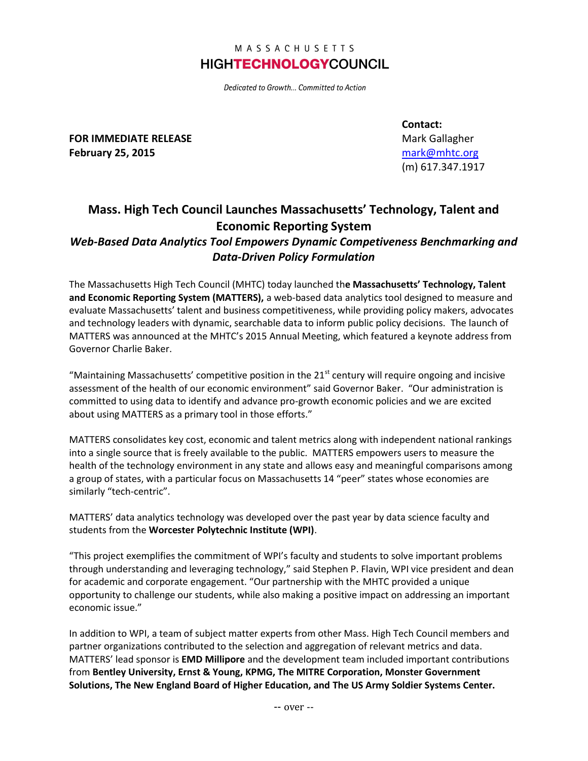MASSACHUSETTS
**HIGHTECHNOLOGYCOUNCIL**

*Dedicated to Growth… Committed to Action*

**FOR IMMEDIATE RELEASE**
**February 25, 2015**

**Contact:**
Mark Gallagher
mark@mhtc.org
(m) 617.347.1917

## Mass. High Tech Council Launches Massachusetts' Technology, Talent and Economic Reporting System

### *Web-Based Data Analytics Tool Empowers Dynamic Competiveness Benchmarking and Data-Driven Policy Formulation*

The Massachusetts High Tech Council (MHTC) today launched th**e Massachusetts' Technology, Talent and Economic Reporting System (MATTERS),** a web-based data analytics tool designed to measure and evaluate Massachusetts' talent and business competitiveness, while providing policy makers, advocates and technology leaders with dynamic, searchable data to inform public policy decisions. The launch of MATTERS was announced at the MHTC's 2015 Annual Meeting, which featured a keynote address from Governor Charlie Baker.

"Maintaining Massachusetts' competitive position in the 21st century will require ongoing and incisive assessment of the health of our economic environment" said Governor Baker. "Our administration is committed to using data to identify and advance pro-growth economic policies and we are excited about using MATTERS as a primary tool in those efforts."

MATTERS consolidates key cost, economic and talent metrics along with independent national rankings into a single source that is freely available to the public. MATTERS empowers users to measure the health of the technology environment in any state and allows easy and meaningful comparisons among a group of states, with a particular focus on Massachusetts 14 "peer" states whose economies are similarly "tech-centric".

MATTERS' data analytics technology was developed over the past year by data science faculty and students from the **Worcester Polytechnic Institute (WPI)**.

"This project exemplifies the commitment of WPI's faculty and students to solve important problems through understanding and leveraging technology," said Stephen P. Flavin, WPI vice president and dean for academic and corporate engagement. "Our partnership with the MHTC provided a unique opportunity to challenge our students, while also making a positive impact on addressing an important economic issue."

In addition to WPI, a team of subject matter experts from other Mass. High Tech Council members and partner organizations contributed to the selection and aggregation of relevant metrics and data. MATTERS' lead sponsor is **EMD Millipore** and the development team included important contributions from **Bentley University, Ernst & Young, KPMG, The MITRE Corporation, Monster Government Solutions, The New England Board of Higher Education, and The US Army Soldier Systems Center.**

-- over --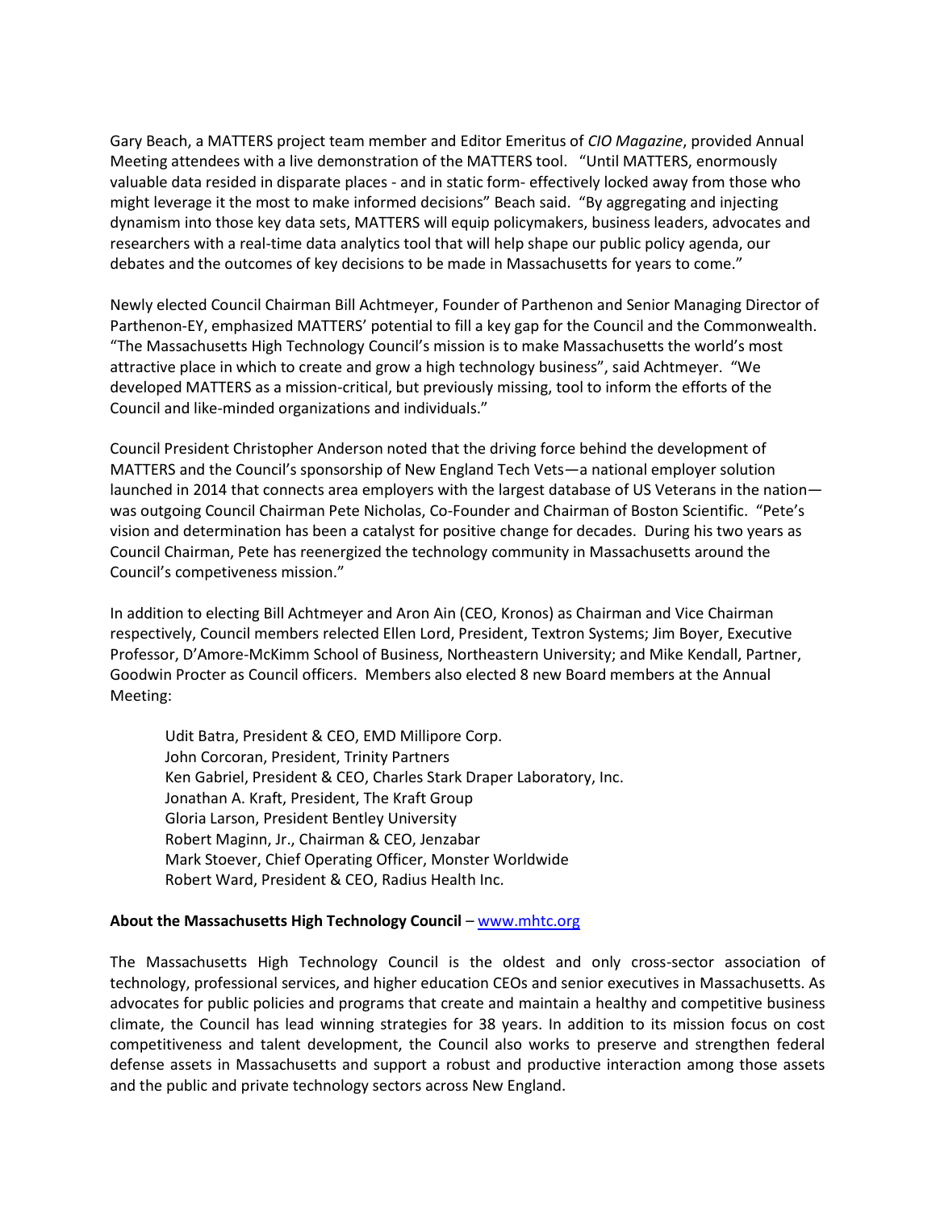Gary Beach, a MATTERS project team member and Editor Emeritus of *CIO Magazine*, provided Annual Meeting attendees with a live demonstration of the MATTERS tool. "Until MATTERS, enormously valuable data resided in disparate places - and in static form- effectively locked away from those who might leverage it the most to make informed decisions" Beach said. "By aggregating and injecting dynamism into those key data sets, MATTERS will equip policymakers, business leaders, advocates and researchers with a real-time data analytics tool that will help shape our public policy agenda, our debates and the outcomes of key decisions to be made in Massachusetts for years to come."

Newly elected Council Chairman Bill Achtmeyer, Founder of Parthenon and Senior Managing Director of Parthenon-EY, emphasized MATTERS' potential to fill a key gap for the Council and the Commonwealth. "The Massachusetts High Technology Council's mission is to make Massachusetts the world's most attractive place in which to create and grow a high technology business", said Achtmeyer. "We developed MATTERS as a mission-critical, but previously missing, tool to inform the efforts of the Council and like-minded organizations and individuals."

Council President Christopher Anderson noted that the driving force behind the development of MATTERS and the Council's sponsorship of New England Tech Vets—a national employer solution launched in 2014 that connects area employers with the largest database of US Veterans in the nation—was outgoing Council Chairman Pete Nicholas, Co-Founder and Chairman of Boston Scientific. "Pete's vision and determination has been a catalyst for positive change for decades. During his two years as Council Chairman, Pete has reenergized the technology community in Massachusetts around the Council's competiveness mission."

In addition to electing Bill Achtmeyer and Aron Ain (CEO, Kronos) as Chairman and Vice Chairman respectively, Council members relected Ellen Lord, President, Textron Systems; Jim Boyer, Executive Professor, D'Amore-McKimm School of Business, Northeastern University; and Mike Kendall, Partner, Goodwin Procter as Council officers. Members also elected 8 new Board members at the Annual Meeting:

Udit Batra, President & CEO, EMD Millipore Corp.
John Corcoran, President, Trinity Partners
Ken Gabriel, President & CEO, Charles Stark Draper Laboratory, Inc.
Jonathan A. Kraft, President, The Kraft Group
Gloria Larson, President Bentley University
Robert Maginn, Jr., Chairman & CEO, Jenzabar
Mark Stoever, Chief Operating Officer, Monster Worldwide
Robert Ward, President & CEO, Radius Health Inc.

**About the Massachusetts High Technology Council** – www.mhtc.org

The Massachusetts High Technology Council is the oldest and only cross-sector association of technology, professional services, and higher education CEOs and senior executives in Massachusetts. As advocates for public policies and programs that create and maintain a healthy and competitive business climate, the Council has lead winning strategies for 38 years. In addition to its mission focus on cost competitiveness and talent development, the Council also works to preserve and strengthen federal defense assets in Massachusetts and support a robust and productive interaction among those assets and the public and private technology sectors across New England.